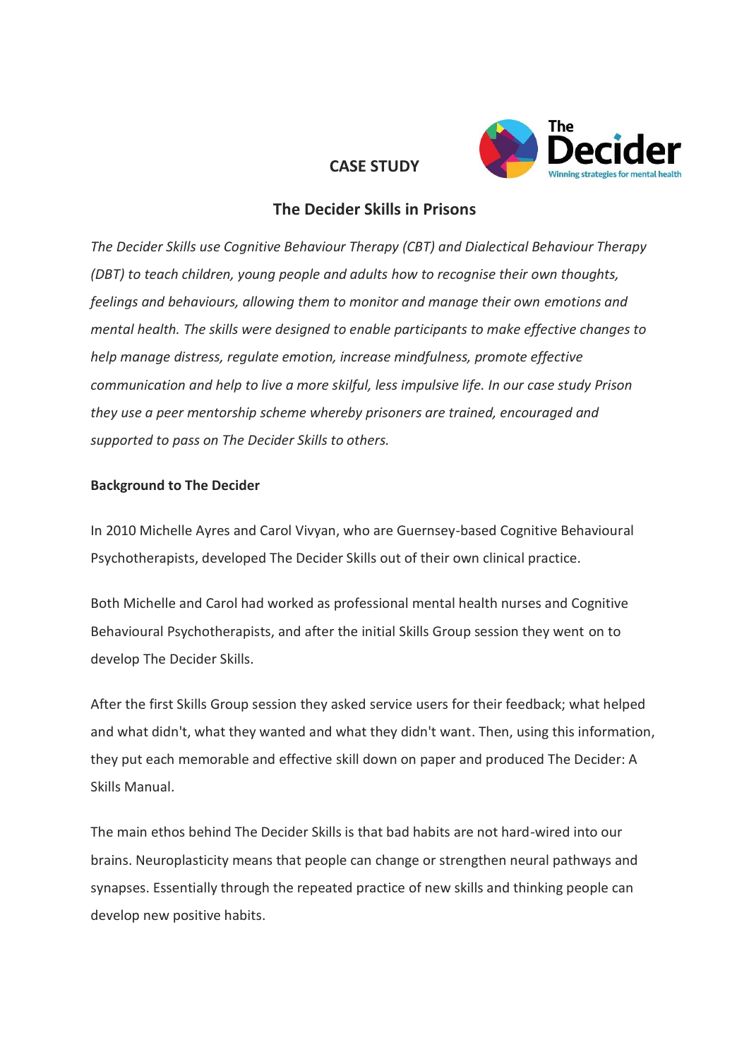**CASE STUDY**

# The Decider Skills in Prisons

*The Decider Skills use Cognitive Behaviour Therapy (CBT) and Dialectical Behaviour Therapy (DBT) to teach children, young people and adults how to recognise their own thoughts, feelings and behaviours, allowing them to monitor and manage their own emotions and mental health. The skills were designed to enable participants to make effective changes to help manage distress, regulate emotion, increase mindfulness, promote effective communication and help to live a more skilful, less impulsive life. In our case study Prison they use a peer mentorship scheme whereby prisoners are trained, encouraged and supported to pass on The Decider Skills to others.*

## Background to The Decider

In 2010 Michelle Ayres and Carol Vivyan, who are Guernsey-based Cognitive Behavioural Psychotherapists, developed The Decider Skills out of their own clinical practice.

Both Michelle and Carol had worked as professional mental health nurses and Cognitive Behavioural Psychotherapists, and after the initial Skills Group session they went on to develop The Decider Skills.

After the first Skills Group session they asked service users for their feedback; what helped and what didn't, what they wanted and what they didn't want. Then, using this information, they put each memorable and effective skill down on paper and produced The Decider: A Skills Manual.

The main ethos behind The Decider Skills is that bad habits are not hard-wired into our brains. Neuroplasticity means that people can change or strengthen neural pathways and synapses. Essentially through the repeated practice of new skills and thinking people can develop new positive habits.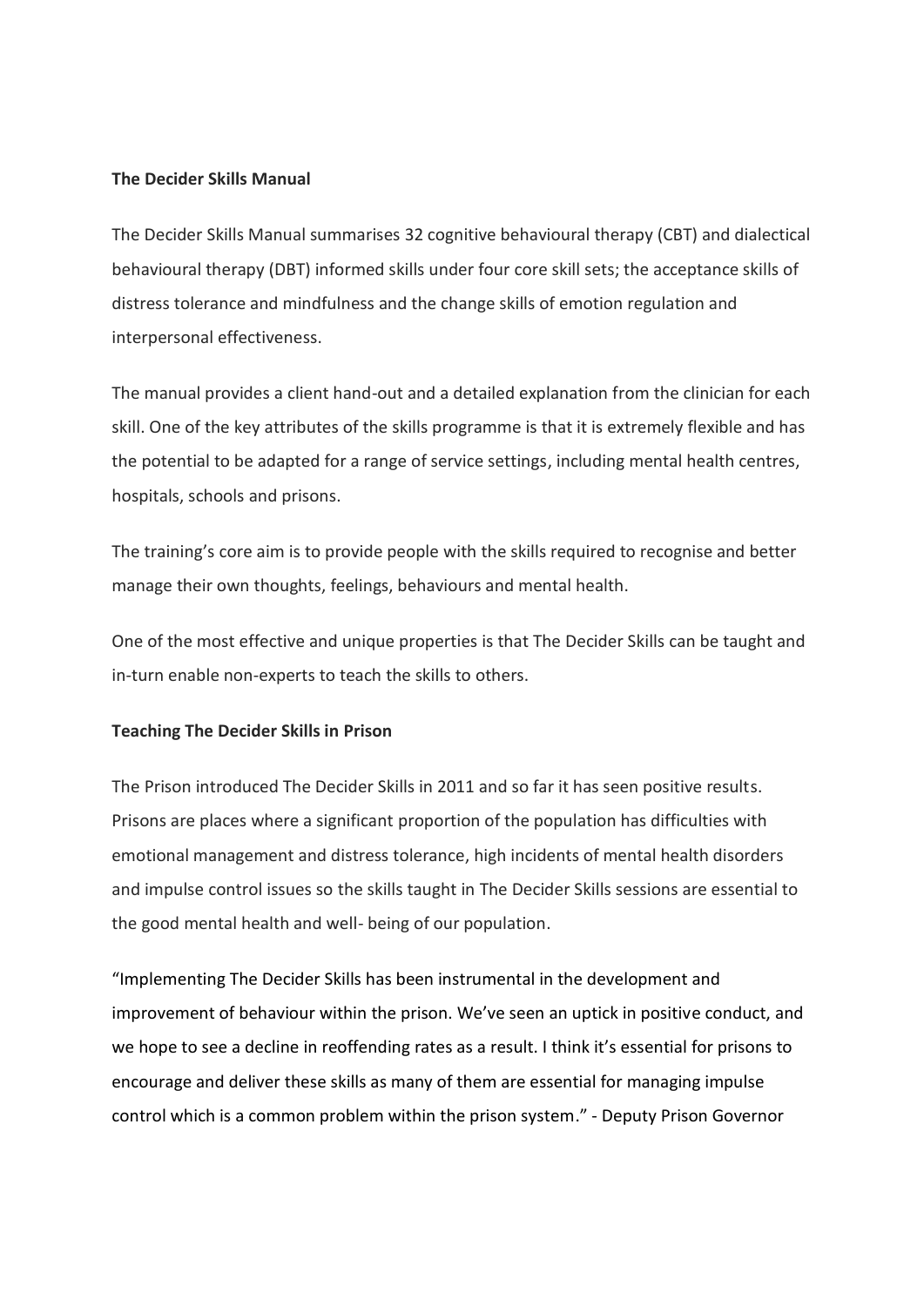**The Decider Skills Manual**

The Decider Skills Manual summarises 32 cognitive behavioural therapy (CBT) and dialectical behavioural therapy (DBT) informed skills under four core skill sets; the acceptance skills of distress tolerance and mindfulness and the change skills of emotion regulation and interpersonal effectiveness.

The manual provides a client hand-out and a detailed explanation from the clinician for each skill. One of the key attributes of the skills programme is that it is extremely flexible and has the potential to be adapted for a range of service settings, including mental health centres, hospitals, schools and prisons.

The training's core aim is to provide people with the skills required to recognise and better manage their own thoughts, feelings, behaviours and mental health.

One of the most effective and unique properties is that The Decider Skills can be taught and in-turn enable non-experts to teach the skills to others.

**Teaching The Decider Skills in Prison**

The Prison introduced The Decider Skills in 2011 and so far it has seen positive results. Prisons are places where a significant proportion of the population has difficulties with emotional management and distress tolerance, high incidents of mental health disorders and impulse control issues so the skills taught in The Decider Skills sessions are essential to the good mental health and well- being of our population.

"Implementing The Decider Skills has been instrumental in the development and improvement of behaviour within the prison. We've seen an uptick in positive conduct, and we hope to see a decline in reoffending rates as a result. I think it's essential for prisons to encourage and deliver these skills as many of them are essential for managing impulse control which is a common problem within the prison system." - Deputy Prison Governor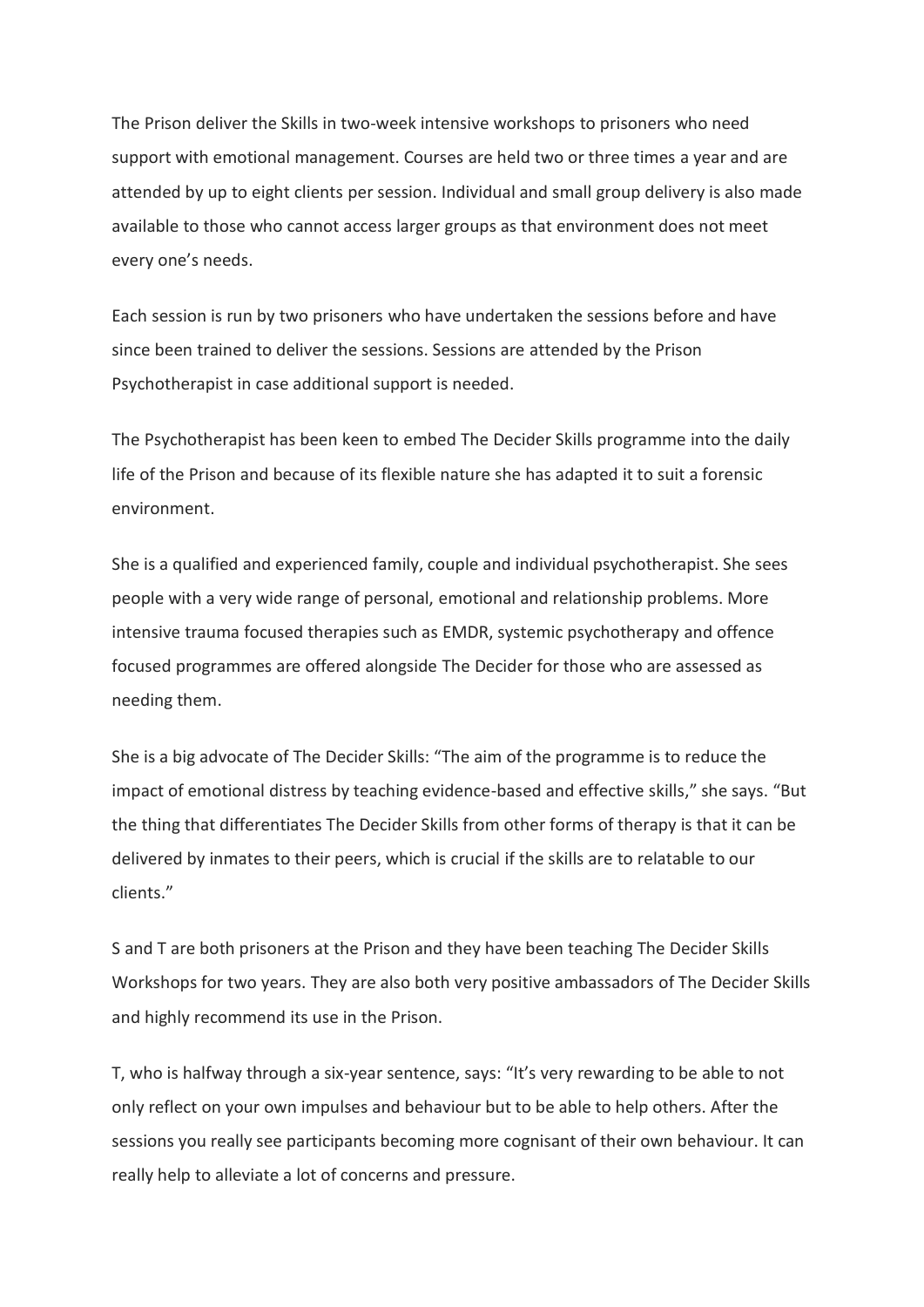The Prison deliver the Skills in two-week intensive workshops to prisoners who need support with emotional management. Courses are held two or three times a year and are attended by up to eight clients per session. Individual and small group delivery is also made available to those who cannot access larger groups as that environment does not meet every one's needs.

Each session is run by two prisoners who have undertaken the sessions before and have since been trained to deliver the sessions. Sessions are attended by the Prison Psychotherapist in case additional support is needed.

The Psychotherapist has been keen to embed The Decider Skills programme into the daily life of the Prison and because of its flexible nature she has adapted it to suit a forensic environment.

She is a qualified and experienced family, couple and individual psychotherapist. She sees people with a very wide range of personal, emotional and relationship problems. More intensive trauma focused therapies such as EMDR, systemic psychotherapy and offence focused programmes are offered alongside The Decider for those who are assessed as needing them.

She is a big advocate of The Decider Skills: "The aim of the programme is to reduce the impact of emotional distress by teaching evidence-based and effective skills," she says. "But the thing that differentiates The Decider Skills from other forms of therapy is that it can be delivered by inmates to their peers, which is crucial if the skills are to relatable to our clients."

S and T are both prisoners at the Prison and they have been teaching The Decider Skills Workshops for two years. They are also both very positive ambassadors of The Decider Skills and highly recommend its use in the Prison.

T, who is halfway through a six-year sentence, says: "It's very rewarding to be able to not only reflect on your own impulses and behaviour but to be able to help others. After the sessions you really see participants becoming more cognisant of their own behaviour. It can really help to alleviate a lot of concerns and pressure.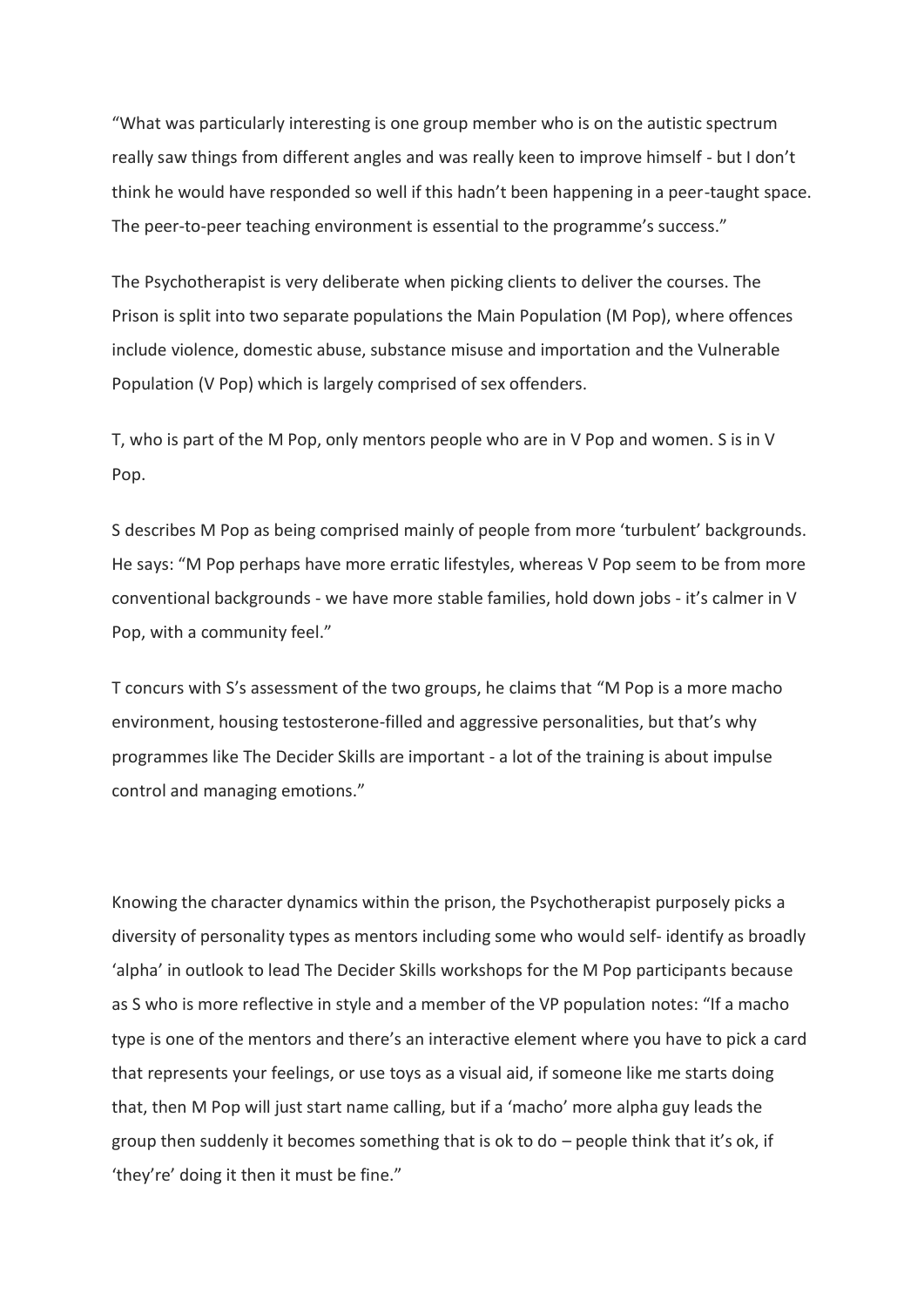“What was particularly interesting is one group member who is on the autistic spectrum really saw things from different angles and was really keen to improve himself - but I don’t think he would have responded so well if this hadn’t been happening in a peer-taught space. The peer-to-peer teaching environment is essential to the programme’s success.”

The Psychotherapist is very deliberate when picking clients to deliver the courses. The Prison is split into two separate populations the Main Population (M Pop), where offences include violence, domestic abuse, substance misuse and importation and the Vulnerable Population (V Pop) which is largely comprised of sex offenders.

T, who is part of the M Pop, only mentors people who are in V Pop and women. S is in V Pop.

S describes M Pop as being comprised mainly of people from more ‘turbulent’ backgrounds. He says: “M Pop perhaps have more erratic lifestyles, whereas V Pop seem to be from more conventional backgrounds - we have more stable families, hold down jobs - it’s calmer in V Pop, with a community feel.”

T concurs with S’s assessment of the two groups, he claims that “M Pop is a more macho environment, housing testosterone-filled and aggressive personalities, but that’s why programmes like The Decider Skills are important - a lot of the training is about impulse control and managing emotions.”

Knowing the character dynamics within the prison, the Psychotherapist purposely picks a diversity of personality types as mentors including some who would self- identify as broadly ‘alpha’ in outlook to lead The Decider Skills workshops for the M Pop participants because as S who is more reflective in style and a member of the VP population notes: “If a macho type is one of the mentors and there’s an interactive element where you have to pick a card that represents your feelings, or use toys as a visual aid, if someone like me starts doing that, then M Pop will just start name calling, but if a ‘macho’ more alpha guy leads the group then suddenly it becomes something that is ok to do – people think that it’s ok, if ‘they’re’ doing it then it must be fine.”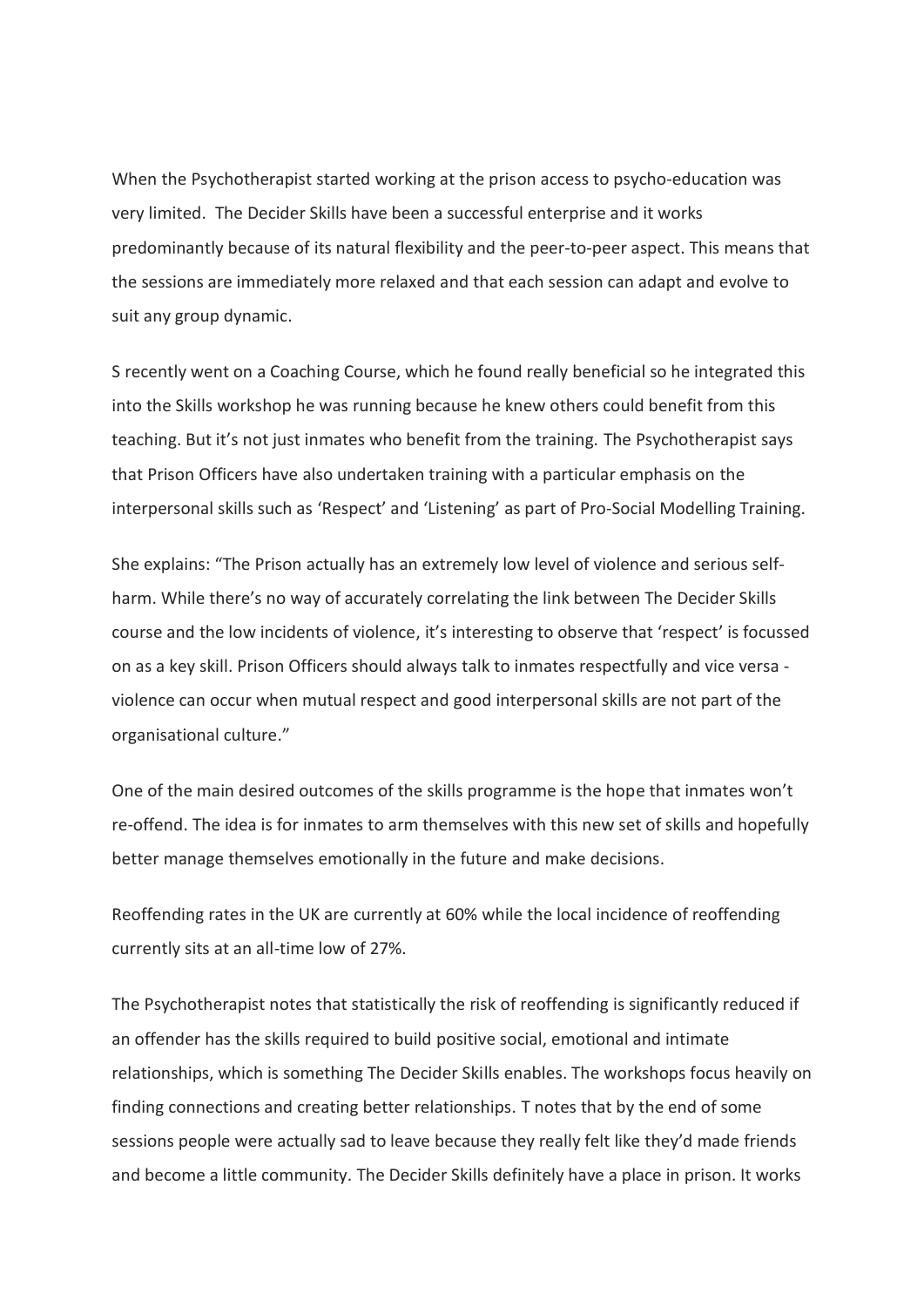When the Psychotherapist started working at the prison access to psycho-education was very limited. The Decider Skills have been a successful enterprise and it works predominantly because of its natural flexibility and the peer-to-peer aspect. This means that the sessions are immediately more relaxed and that each session can adapt and evolve to suit any group dynamic.

S recently went on a Coaching Course, which he found really beneficial so he integrated this into the Skills workshop he was running because he knew others could benefit from this teaching. But it's not just inmates who benefit from the training. The Psychotherapist says that Prison Officers have also undertaken training with a particular emphasis on the interpersonal skills such as 'Respect' and 'Listening' as part of Pro-Social Modelling Training.

She explains: "The Prison actually has an extremely low level of violence and serious self-harm. While there's no way of accurately correlating the link between The Decider Skills course and the low incidents of violence, it's interesting to observe that 'respect' is focussed on as a key skill. Prison Officers should always talk to inmates respectfully and vice versa - violence can occur when mutual respect and good interpersonal skills are not part of the organisational culture."

One of the main desired outcomes of the skills programme is the hope that inmates won't re-offend. The idea is for inmates to arm themselves with this new set of skills and hopefully better manage themselves emotionally in the future and make decisions.

Reoffending rates in the UK are currently at 60% while the local incidence of reoffending currently sits at an all-time low of 27%.

The Psychotherapist notes that statistically the risk of reoffending is significantly reduced if an offender has the skills required to build positive social, emotional and intimate relationships, which is something The Decider Skills enables. The workshops focus heavily on finding connections and creating better relationships. T notes that by the end of some sessions people were actually sad to leave because they really felt like they'd made friends and become a little community. The Decider Skills definitely have a place in prison. It works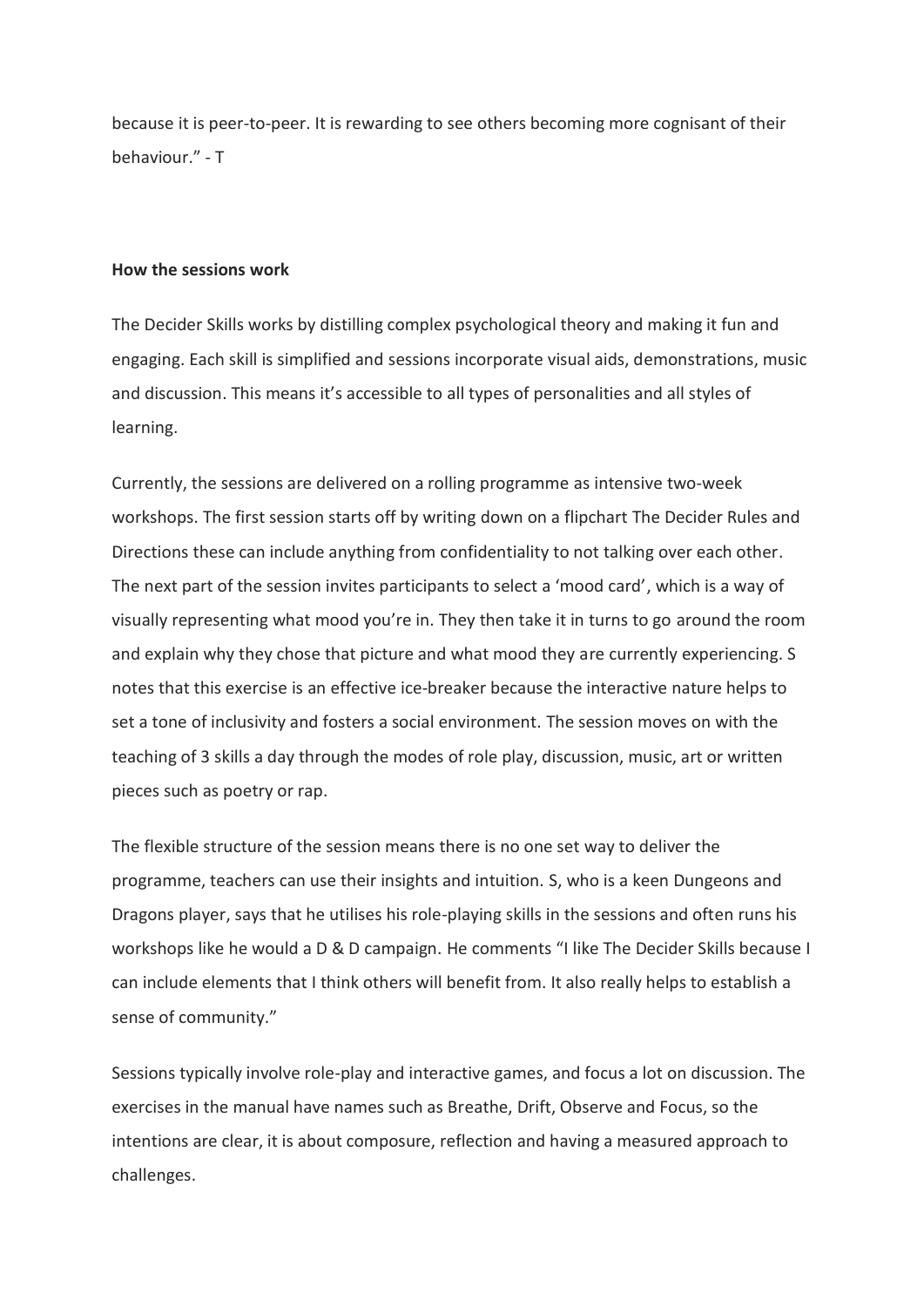because it is peer-to-peer. It is rewarding to see others becoming more cognisant of their behaviour." - T

**How the sessions work**

The Decider Skills works by distilling complex psychological theory and making it fun and engaging. Each skill is simplified and sessions incorporate visual aids, demonstrations, music and discussion. This means it's accessible to all types of personalities and all styles of learning.

Currently, the sessions are delivered on a rolling programme as intensive two-week workshops. The first session starts off by writing down on a flipchart The Decider Rules and Directions these can include anything from confidentiality to not talking over each other. The next part of the session invites participants to select a 'mood card', which is a way of visually representing what mood you're in. They then take it in turns to go around the room and explain why they chose that picture and what mood they are currently experiencing. S notes that this exercise is an effective ice-breaker because the interactive nature helps to set a tone of inclusivity and fosters a social environment. The session moves on with the teaching of 3 skills a day through the modes of role play, discussion, music, art or written pieces such as poetry or rap.

The flexible structure of the session means there is no one set way to deliver the programme, teachers can use their insights and intuition. S, who is a keen Dungeons and Dragons player, says that he utilises his role-playing skills in the sessions and often runs his workshops like he would a D & D campaign. He comments "I like The Decider Skills because I can include elements that I think others will benefit from. It also really helps to establish a sense of community."

Sessions typically involve role-play and interactive games, and focus a lot on discussion. The exercises in the manual have names such as Breathe, Drift, Observe and Focus, so the intentions are clear, it is about composure, reflection and having a measured approach to challenges.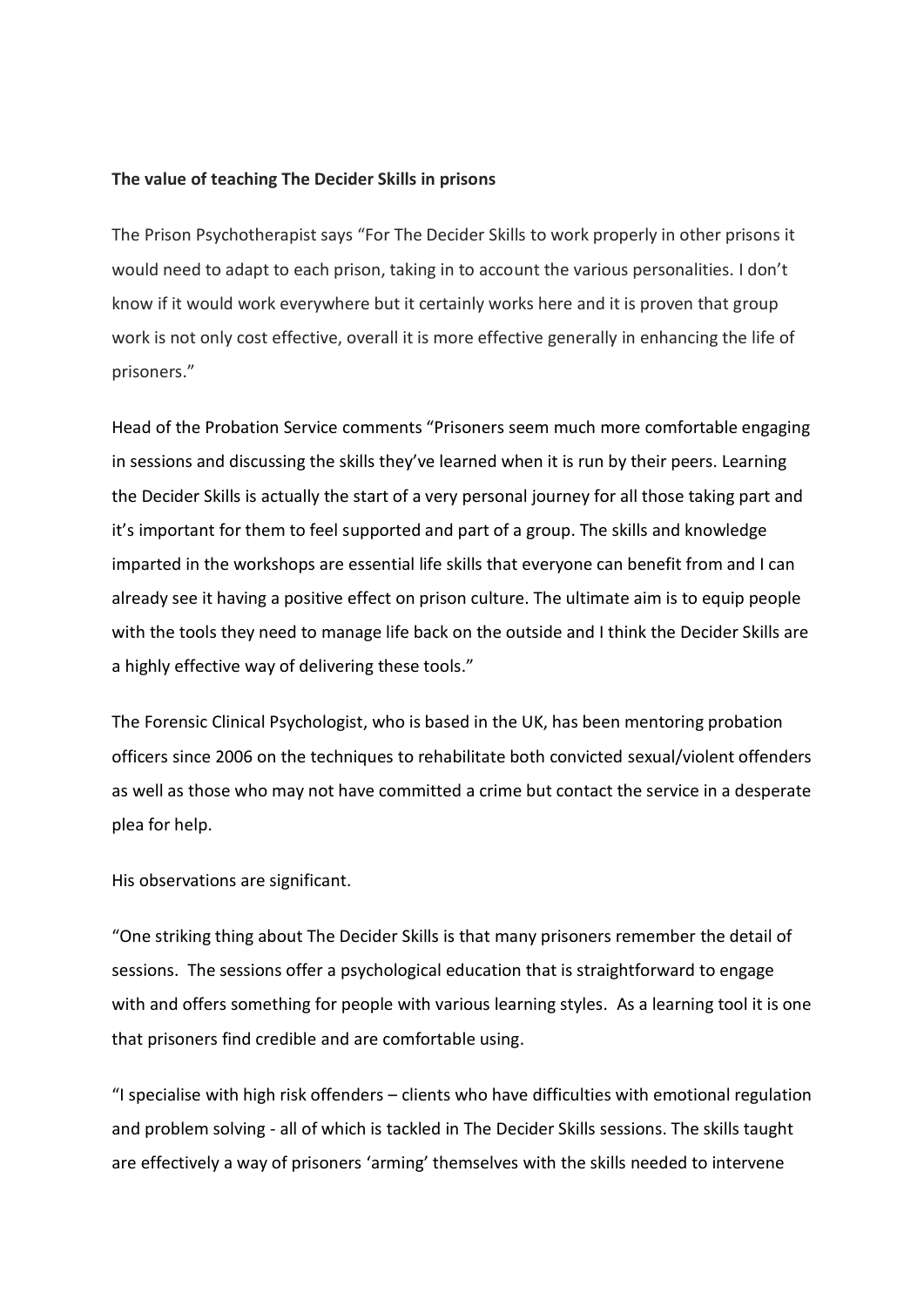**The value of teaching The Decider Skills in prisons**

The Prison Psychotherapist says "For The Decider Skills to work properly in other prisons it would need to adapt to each prison, taking in to account the various personalities. I don't know if it would work everywhere but it certainly works here and it is proven that group work is not only cost effective, overall it is more effective generally in enhancing the life of prisoners."

Head of the Probation Service comments "Prisoners seem much more comfortable engaging in sessions and discussing the skills they've learned when it is run by their peers. Learning the Decider Skills is actually the start of a very personal journey for all those taking part and it's important for them to feel supported and part of a group. The skills and knowledge imparted in the workshops are essential life skills that everyone can benefit from and I can already see it having a positive effect on prison culture. The ultimate aim is to equip people with the tools they need to manage life back on the outside and I think the Decider Skills are a highly effective way of delivering these tools."

The Forensic Clinical Psychologist, who is based in the UK, has been mentoring probation officers since 2006 on the techniques to rehabilitate both convicted sexual/violent offenders as well as those who may not have committed a crime but contact the service in a desperate plea for help.

His observations are significant.

"One striking thing about The Decider Skills is that many prisoners remember the detail of sessions. The sessions offer a psychological education that is straightforward to engage with and offers something for people with various learning styles. As a learning tool it is one that prisoners find credible and are comfortable using.

"I specialise with high risk offenders – clients who have difficulties with emotional regulation and problem solving - all of which is tackled in The Decider Skills sessions. The skills taught are effectively a way of prisoners 'arming' themselves with the skills needed to intervene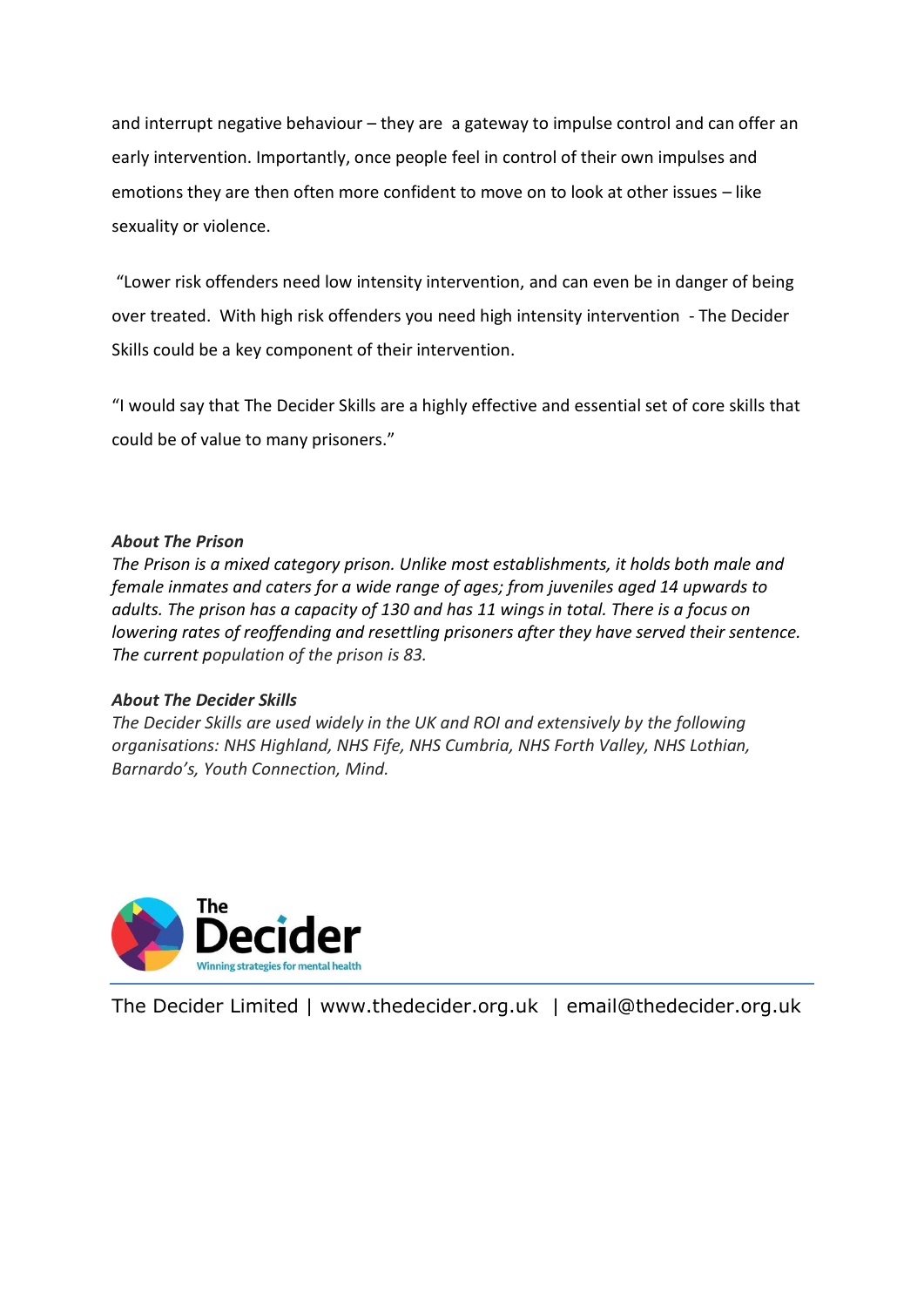and interrupt negative behaviour – they are a gateway to impulse control and can offer an early intervention. Importantly, once people feel in control of their own impulses and emotions they are then often more confident to move on to look at other issues – like sexuality or violence.

"Lower risk offenders need low intensity intervention, and can even be in danger of being over treated. With high risk offenders you need high intensity intervention - The Decider Skills could be a key component of their intervention.

"I would say that The Decider Skills are a highly effective and essential set of core skills that could be of value to many prisoners."

***About The Prison***

*The Prison is a mixed category prison. Unlike most establishments, it holds both male and female inmates and caters for a wide range of ages; from juveniles aged 14 upwards to adults. The prison has a capacity of 130 and has 11 wings in total. There is a focus on lowering rates of reoffending and resettling prisoners after they have served their sentence. The current population of the prison is 83.*

***About The Decider Skills***

*The Decider Skills are used widely in the UK and ROI and extensively by the following organisations: NHS Highland, NHS Fife, NHS Cumbria, NHS Forth Valley, NHS Lothian, Barnardo's, Youth Connection, Mind.*

The Decider
Winning strategies for mental health

The Decider Limited | www.thedecider.org.uk | email@thedecider.org.uk